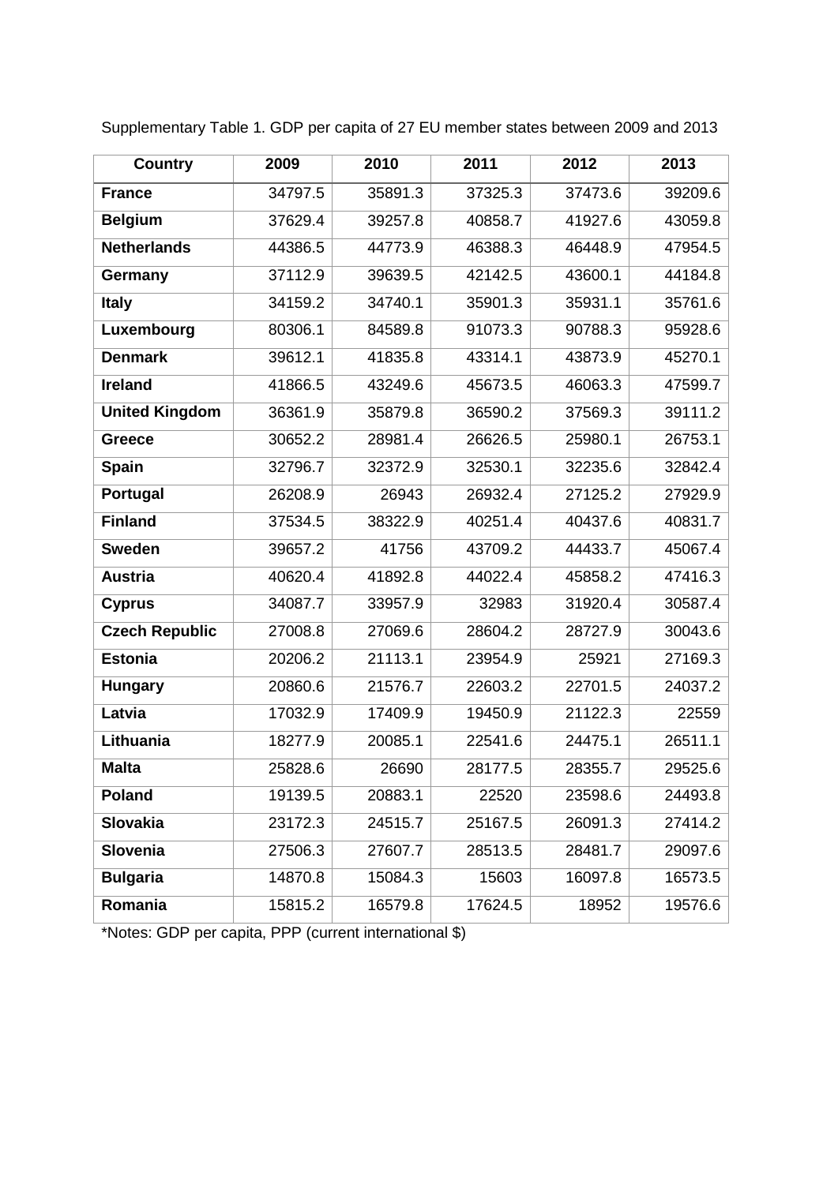Supplementary Table 1. GDP per capita of 27 EU member states between 2009 and 2013

| Country | 2009 | 2010 | 2011 | 2012 | 2013 |
|---|---|---|---|---|---|
| **France** | 34797.5 | 35891.3 | 37325.3 | 37473.6 | 39209.6 |
| **Belgium** | 37629.4 | 39257.8 | 40858.7 | 41927.6 | 43059.8 |
| **Netherlands** | 44386.5 | 44773.9 | 46388.3 | 46448.9 | 47954.5 |
| **Germany** | 37112.9 | 39639.5 | 42142.5 | 43600.1 | 44184.8 |
| **Italy** | 34159.2 | 34740.1 | 35901.3 | 35931.1 | 35761.6 |
| **Luxembourg** | 80306.1 | 84589.8 | 91073.3 | 90788.3 | 95928.6 |
| **Denmark** | 39612.1 | 41835.8 | 43314.1 | 43873.9 | 45270.1 |
| **Ireland** | 41866.5 | 43249.6 | 45673.5 | 46063.3 | 47599.7 |
| **United Kingdom** | 36361.9 | 35879.8 | 36590.2 | 37569.3 | 39111.2 |
| **Greece** | 30652.2 | 28981.4 | 26626.5 | 25980.1 | 26753.1 |
| **Spain** | 32796.7 | 32372.9 | 32530.1 | 32235.6 | 32842.4 |
| **Portugal** | 26208.9 | 26943 | 26932.4 | 27125.2 | 27929.9 |
| **Finland** | 37534.5 | 38322.9 | 40251.4 | 40437.6 | 40831.7 |
| **Sweden** | 39657.2 | 41756 | 43709.2 | 44433.7 | 45067.4 |
| **Austria** | 40620.4 | 41892.8 | 44022.4 | 45858.2 | 47416.3 |
| **Cyprus** | 34087.7 | 33957.9 | 32983 | 31920.4 | 30587.4 |
| **Czech Republic** | 27008.8 | 27069.6 | 28604.2 | 28727.9 | 30043.6 |
| **Estonia** | 20206.2 | 21113.1 | 23954.9 | 25921 | 27169.3 |
| **Hungary** | 20860.6 | 21576.7 | 22603.2 | 22701.5 | 24037.2 |
| **Latvia** | 17032.9 | 17409.9 | 19450.9 | 21122.3 | 22559 |
| **Lithuania** | 18277.9 | 20085.1 | 22541.6 | 24475.1 | 26511.1 |
| **Malta** | 25828.6 | 26690 | 28177.5 | 28355.7 | 29525.6 |
| **Poland** | 19139.5 | 20883.1 | 22520 | 23598.6 | 24493.8 |
| **Slovakia** | 23172.3 | 24515.7 | 25167.5 | 26091.3 | 27414.2 |
| **Slovenia** | 27506.3 | 27607.7 | 28513.5 | 28481.7 | 29097.6 |
| **Bulgaria** | 14870.8 | 15084.3 | 15603 | 16097.8 | 16573.5 |
| **Romania** | 15815.2 | 16579.8 | 17624.5 | 18952 | 19576.6 |

*Notes: GDP per capita, PPP (current international $)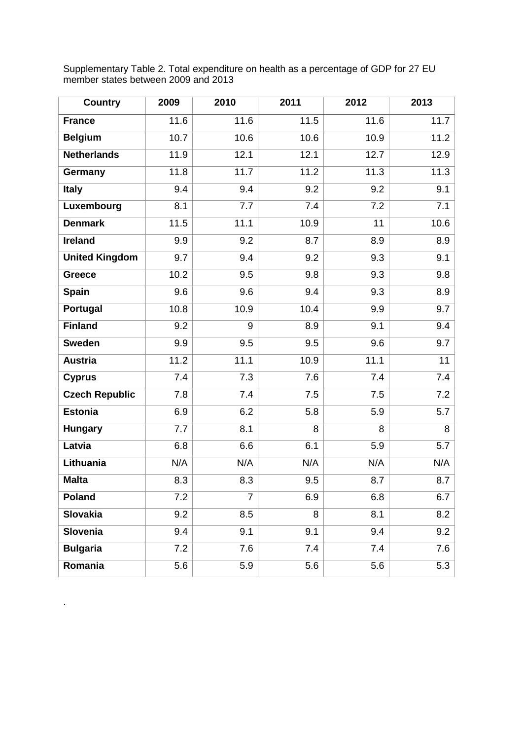Supplementary Table 2. Total expenditure on health as a percentage of GDP for 27 EU member states between 2009 and 2013

| Country | 2009 | 2010 | 2011 | 2012 | 2013 |
|---|---|---|---|---|---|
| **France** | 11.6 | 11.6 | 11.5 | 11.6 | 11.7 |
| **Belgium** | 10.7 | 10.6 | 10.6 | 10.9 | 11.2 |
| **Netherlands** | 11.9 | 12.1 | 12.1 | 12.7 | 12.9 |
| **Germany** | 11.8 | 11.7 | 11.2 | 11.3 | 11.3 |
| **Italy** | 9.4 | 9.4 | 9.2 | 9.2 | 9.1 |
| **Luxembourg** | 8.1 | 7.7 | 7.4 | 7.2 | 7.1 |
| **Denmark** | 11.5 | 11.1 | 10.9 | 11 | 10.6 |
| **Ireland** | 9.9 | 9.2 | 8.7 | 8.9 | 8.9 |
| **United Kingdom** | 9.7 | 9.4 | 9.2 | 9.3 | 9.1 |
| **Greece** | 10.2 | 9.5 | 9.8 | 9.3 | 9.8 |
| **Spain** | 9.6 | 9.6 | 9.4 | 9.3 | 8.9 |
| **Portugal** | 10.8 | 10.9 | 10.4 | 9.9 | 9.7 |
| **Finland** | 9.2 | 9 | 8.9 | 9.1 | 9.4 |
| **Sweden** | 9.9 | 9.5 | 9.5 | 9.6 | 9.7 |
| **Austria** | 11.2 | 11.1 | 10.9 | 11.1 | 11 |
| **Cyprus** | 7.4 | 7.3 | 7.6 | 7.4 | 7.4 |
| **Czech Republic** | 7.8 | 7.4 | 7.5 | 7.5 | 7.2 |
| **Estonia** | 6.9 | 6.2 | 5.8 | 5.9 | 5.7 |
| **Hungary** | 7.7 | 8.1 | 8 | 8 | 8 |
| **Latvia** | 6.8 | 6.6 | 6.1 | 5.9 | 5.7 |
| **Lithuania** | N/A | N/A | N/A | N/A | N/A |
| **Malta** | 8.3 | 8.3 | 9.5 | 8.7 | 8.7 |
| **Poland** | 7.2 | 7 | 6.9 | 6.8 | 6.7 |
| **Slovakia** | 9.2 | 8.5 | 8 | 8.1 | 8.2 |
| **Slovenia** | 9.4 | 9.1 | 9.1 | 9.4 | 9.2 |
| **Bulgaria** | 7.2 | 7.6 | 7.4 | 7.4 | 7.6 |
| **Romania** | 5.6 | 5.9 | 5.6 | 5.6 | 5.3 |

.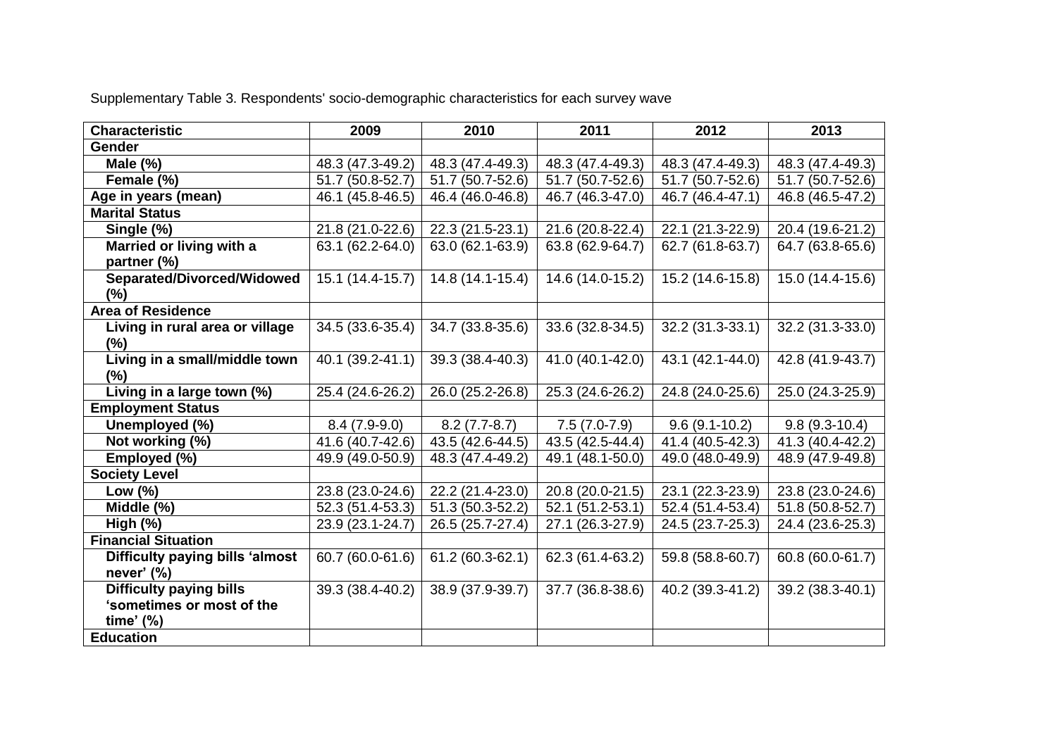Supplementary Table 3. Respondents' socio-demographic characteristics for each survey wave

| Characteristic | 2009 | 2010 | 2011 | 2012 | 2013 |
|---|---|---|---|---|---|
| **Gender** | | | | | |
| **Male (%)** | 48.3 (47.3-49.2) | 48.3 (47.4-49.3) | 48.3 (47.4-49.3) | 48.3 (47.4-49.3) | 48.3 (47.4-49.3) |
| **Female (%)** | 51.7 (50.8-52.7) | 51.7 (50.7-52.6) | 51.7 (50.7-52.6) | 51.7 (50.7-52.6) | 51.7 (50.7-52.6) |
| **Age in years (mean)** | 46.1 (45.8-46.5) | 46.4 (46.0-46.8) | 46.7 (46.3-47.0) | 46.7 (46.4-47.1) | 46.8 (46.5-47.2) |
| **Marital Status** | | | | | |
| **Single (%)** | 21.8 (21.0-22.6) | 22.3 (21.5-23.1) | 21.6 (20.8-22.4) | 22.1 (21.3-22.9) | 20.4 (19.6-21.2) |
| **Married or living with a partner (%)** | 63.1 (62.2-64.0) | 63.0 (62.1-63.9) | 63.8 (62.9-64.7) | 62.7 (61.8-63.7) | 64.7 (63.8-65.6) |
| **Separated/Divorced/Widowed (%)** | 15.1 (14.4-15.7) | 14.8 (14.1-15.4) | 14.6 (14.0-15.2) | 15.2 (14.6-15.8) | 15.0 (14.4-15.6) |
| **Area of Residence** | | | | | |
| **Living in rural area or village (%)** | 34.5 (33.6-35.4) | 34.7 (33.8-35.6) | 33.6 (32.8-34.5) | 32.2 (31.3-33.1) | 32.2 (31.3-33.0) |
| **Living in a small/middle town (%)** | 40.1 (39.2-41.1) | 39.3 (38.4-40.3) | 41.0 (40.1-42.0) | 43.1 (42.1-44.0) | 42.8 (41.9-43.7) |
| **Living in a large town (%)** | 25.4 (24.6-26.2) | 26.0 (25.2-26.8) | 25.3 (24.6-26.2) | 24.8 (24.0-25.6) | 25.0 (24.3-25.9) |
| **Employment Status** | | | | | |
| **Unemployed (%)** | 8.4 (7.9-9.0) | 8.2 (7.7-8.7) | 7.5 (7.0-7.9) | 9.6 (9.1-10.2) | 9.8 (9.3-10.4) |
| **Not working (%)** | 41.6 (40.7-42.6) | 43.5 (42.6-44.5) | 43.5 (42.5-44.4) | 41.4 (40.5-42.3) | 41.3 (40.4-42.2) |
| **Employed (%)** | 49.9 (49.0-50.9) | 48.3 (47.4-49.2) | 49.1 (48.1-50.0) | 49.0 (48.0-49.9) | 48.9 (47.9-49.8) |
| **Society Level** | | | | | |
| **Low (%)** | 23.8 (23.0-24.6) | 22.2 (21.4-23.0) | 20.8 (20.0-21.5) | 23.1 (22.3-23.9) | 23.8 (23.0-24.6) |
| **Middle (%)** | 52.3 (51.4-53.3) | 51.3 (50.3-52.2) | 52.1 (51.2-53.1) | 52.4 (51.4-53.4) | 51.8 (50.8-52.7) |
| **High (%)** | 23.9 (23.1-24.7) | 26.5 (25.7-27.4) | 27.1 (26.3-27.9) | 24.5 (23.7-25.3) | 24.4 (23.6-25.3) |
| **Financial Situation** | | | | | |
| **Difficulty paying bills 'almost never' (%)** | 60.7 (60.0-61.6) | 61.2 (60.3-62.1) | 62.3 (61.4-63.2) | 59.8 (58.8-60.7) | 60.8 (60.0-61.7) |
| **Difficulty paying bills 'sometimes or most of the time' (%)** | 39.3 (38.4-40.2) | 38.9 (37.9-39.7) | 37.7 (36.8-38.6) | 40.2 (39.3-41.2) | 39.2 (38.3-40.1) |
| **Education** | | | | | |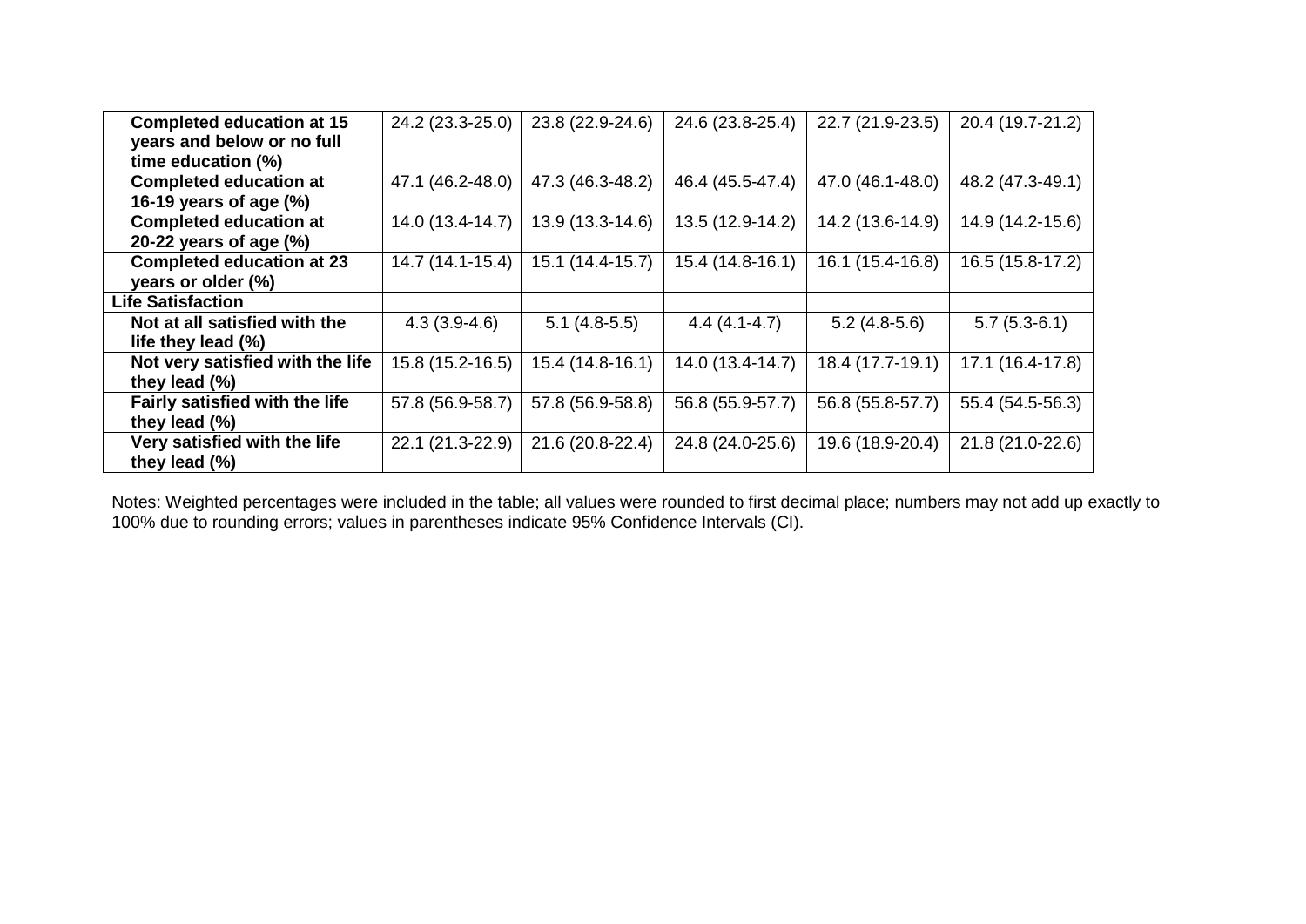| | | | | | |
|---|---|---|---|---|---|
| **Completed education at 15 years and below or no full time education (%)** | 24.2 (23.3-25.0) | 23.8 (22.9-24.6) | 24.6 (23.8-25.4) | 22.7 (21.9-23.5) | 20.4 (19.7-21.2) |
| **Completed education at 16-19 years of age (%)** | 47.1 (46.2-48.0) | 47.3 (46.3-48.2) | 46.4 (45.5-47.4) | 47.0 (46.1-48.0) | 48.2 (47.3-49.1) |
| **Completed education at 20-22 years of age (%)** | 14.0 (13.4-14.7) | 13.9 (13.3-14.6) | 13.5 (12.9-14.2) | 14.2 (13.6-14.9) | 14.9 (14.2-15.6) |
| **Completed education at 23 years or older (%)** | 14.7 (14.1-15.4) | 15.1 (14.4-15.7) | 15.4 (14.8-16.1) | 16.1 (15.4-16.8) | 16.5 (15.8-17.2) |
| **Life Satisfaction** | | | | | |
| **Not at all satisfied with the life they lead (%)** | 4.3 (3.9-4.6) | 5.1 (4.8-5.5) | 4.4 (4.1-4.7) | 5.2 (4.8-5.6) | 5.7 (5.3-6.1) |
| **Not very satisfied with the life they lead (%)** | 15.8 (15.2-16.5) | 15.4 (14.8-16.1) | 14.0 (13.4-14.7) | 18.4 (17.7-19.1) | 17.1 (16.4-17.8) |
| **Fairly satisfied with the life they lead (%)** | 57.8 (56.9-58.7) | 57.8 (56.9-58.8) | 56.8 (55.9-57.7) | 56.8 (55.8-57.7) | 55.4 (54.5-56.3) |
| **Very satisfied with the life they lead (%)** | 22.1 (21.3-22.9) | 21.6 (20.8-22.4) | 24.8 (24.0-25.6) | 19.6 (18.9-20.4) | 21.8 (21.0-22.6) |

Notes: Weighted percentages were included in the table; all values were rounded to first decimal place; numbers may not add up exactly to 100% due to rounding errors; values in parentheses indicate 95% Confidence Intervals (CI).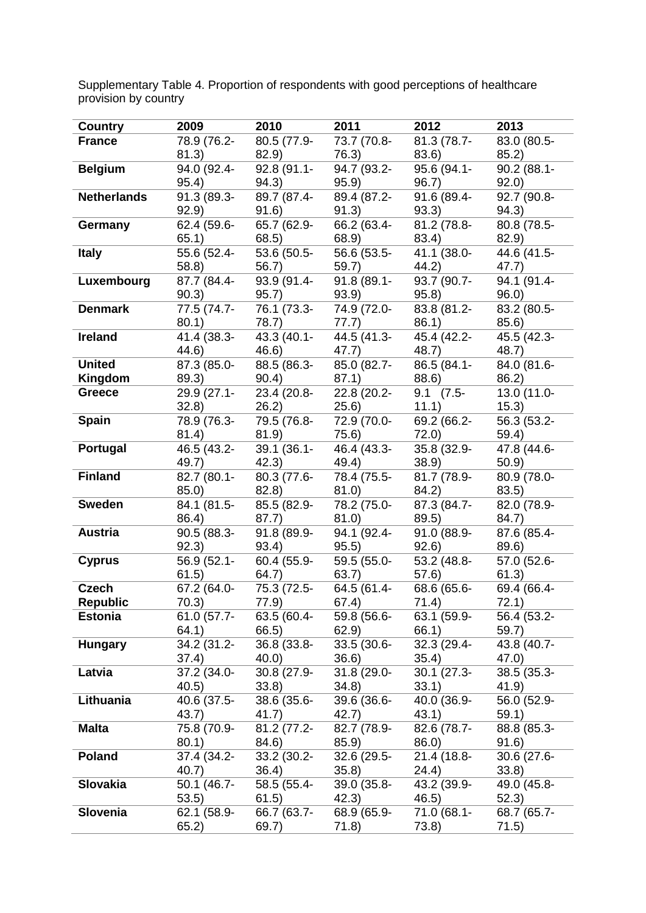Supplementary Table 4. Proportion of respondents with good perceptions of healthcare provision by country

| Country | 2009 | 2010 | 2011 | 2012 | 2013 |
|---|---|---|---|---|---|
| **France** | 78.9 (76.2-81.3) | 80.5 (77.9-82.9) | 73.7 (70.8-76.3) | 81.3 (78.7-83.6) | 83.0 (80.5-85.2) |
| **Belgium** | 94.0 (92.4-95.4) | 92.8 (91.1-94.3) | 94.7 (93.2-95.9) | 95.6 (94.1-96.7) | 90.2 (88.1-92.0) |
| **Netherlands** | 91.3 (89.3-92.9) | 89.7 (87.4-91.6) | 89.4 (87.2-91.3) | 91.6 (89.4-93.3) | 92.7 (90.8-94.3) |
| **Germany** | 62.4 (59.6-65.1) | 65.7 (62.9-68.5) | 66.2 (63.4-68.9) | 81.2 (78.8-83.4) | 80.8 (78.5-82.9) |
| **Italy** | 55.6 (52.4-58.8) | 53.6 (50.5-56.7) | 56.6 (53.5-59.7) | 41.1 (38.0-44.2) | 44.6 (41.5-47.7) |
| **Luxembourg** | 87.7 (84.4-90.3) | 93.9 (91.4-95.7) | 91.8 (89.1-93.9) | 93.7 (90.7-95.8) | 94.1 (91.4-96.0) |
| **Denmark** | 77.5 (74.7-80.1) | 76.1 (73.3-78.7) | 74.9 (72.0-77.7) | 83.8 (81.2-86.1) | 83.2 (80.5-85.6) |
| **Ireland** | 41.4 (38.3-44.6) | 43.3 (40.1-46.6) | 44.5 (41.3-47.7) | 45.4 (42.2-48.7) | 45.5 (42.3-48.7) |
| **United Kingdom** | 87.3 (85.0-89.3) | 88.5 (86.3-90.4) | 85.0 (82.7-87.1) | 86.5 (84.1-88.6) | 84.0 (81.6-86.2) |
| **Greece** | 29.9 (27.1-32.8) | 23.4 (20.8-26.2) | 22.8 (20.2-25.6) | 9.1 (7.5-11.1) | 13.0 (11.0-15.3) |
| **Spain** | 78.9 (76.3-81.4) | 79.5 (76.8-81.9) | 72.9 (70.0-75.6) | 69.2 (66.2-72.0) | 56.3 (53.2-59.4) |
| **Portugal** | 46.5 (43.2-49.7) | 39.1 (36.1-42.3) | 46.4 (43.3-49.4) | 35.8 (32.9-38.9) | 47.8 (44.6-50.9) |
| **Finland** | 82.7 (80.1-85.0) | 80.3 (77.6-82.8) | 78.4 (75.5-81.0) | 81.7 (78.9-84.2) | 80.9 (78.0-83.5) |
| **Sweden** | 84.1 (81.5-86.4) | 85.5 (82.9-87.7) | 78.2 (75.0-81.0) | 87.3 (84.7-89.5) | 82.0 (78.9-84.7) |
| **Austria** | 90.5 (88.3-92.3) | 91.8 (89.9-93.4) | 94.1 (92.4-95.5) | 91.0 (88.9-92.6) | 87.6 (85.4-89.6) |
| **Cyprus** | 56.9 (52.1-61.5) | 60.4 (55.9-64.7) | 59.5 (55.0-63.7) | 53.2 (48.8-57.6) | 57.0 (52.6-61.3) |
| **Czech Republic** | 67.2 (64.0-70.3) | 75.3 (72.5-77.9) | 64.5 (61.4-67.4) | 68.6 (65.6-71.4) | 69.4 (66.4-72.1) |
| **Estonia** | 61.0 (57.7-64.1) | 63.5 (60.4-66.5) | 59.8 (56.6-62.9) | 63.1 (59.9-66.1) | 56.4 (53.2-59.7) |
| **Hungary** | 34.2 (31.2-37.4) | 36.8 (33.8-40.0) | 33.5 (30.6-36.6) | 32.3 (29.4-35.4) | 43.8 (40.7-47.0) |
| **Latvia** | 37.2 (34.0-40.5) | 30.8 (27.9-33.8) | 31.8 (29.0-34.8) | 30.1 (27.3-33.1) | 38.5 (35.3-41.9) |
| **Lithuania** | 40.6 (37.5-43.7) | 38.6 (35.6-41.7) | 39.6 (36.6-42.7) | 40.0 (36.9-43.1) | 56.0 (52.9-59.1) |
| **Malta** | 75.8 (70.9-80.1) | 81.2 (77.2-84.6) | 82.7 (78.9-85.9) | 82.6 (78.7-86.0) | 88.8 (85.3-91.6) |
| **Poland** | 37.4 (34.2-40.7) | 33.2 (30.2-36.4) | 32.6 (29.5-35.8) | 21.4 (18.8-24.4) | 30.6 (27.6-33.8) |
| **Slovakia** | 50.1 (46.7-53.5) | 58.5 (55.4-61.5) | 39.0 (35.8-42.3) | 43.2 (39.9-46.5) | 49.0 (45.8-52.3) |
| **Slovenia** | 62.1 (58.9-65.2) | 66.7 (63.7-69.7) | 68.9 (65.9-71.8) | 71.0 (68.1-73.8) | 68.7 (65.7-71.5) |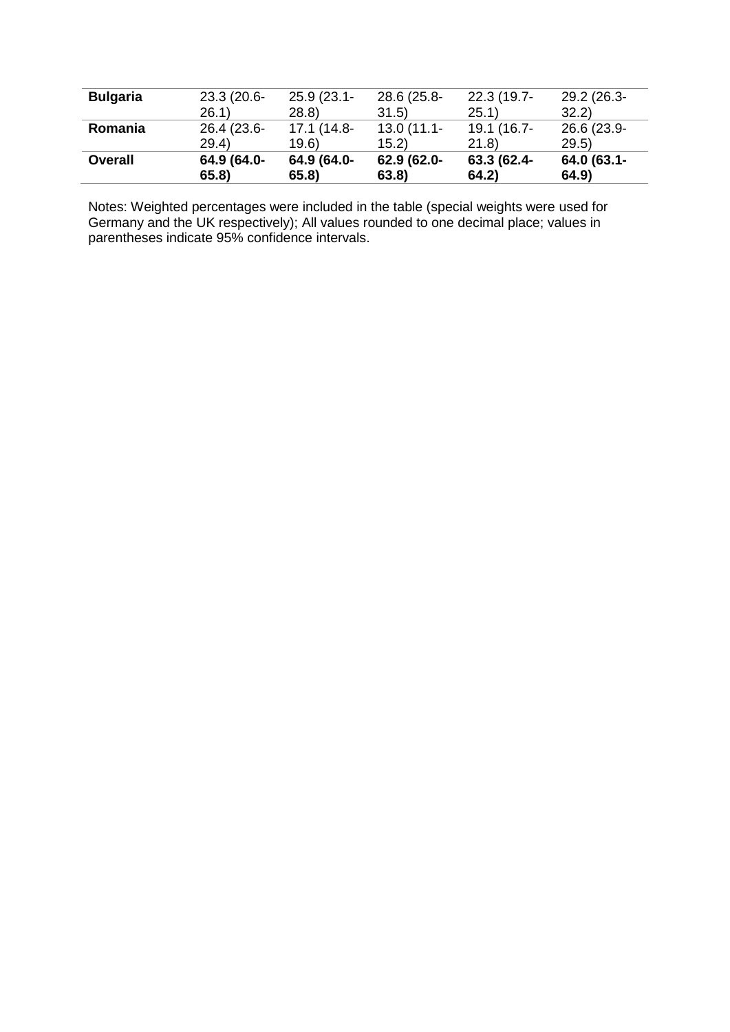| | | | | | |
|---|---|---|---|---|---|
| **Bulgaria** | 23.3 (20.6-26.1) | 25.9 (23.1-28.8) | 28.6 (25.8-31.5) | 22.3 (19.7-25.1) | 29.2 (26.3-32.2) |
| **Romania** | 26.4 (23.6-29.4) | 17.1 (14.8-19.6) | 13.0 (11.1-15.2) | 19.1 (16.7-21.8) | 26.6 (23.9-29.5) |
| **Overall** | **64.9 (64.0-65.8)** | **64.9 (64.0-65.8)** | **62.9 (62.0-63.8)** | **63.3 (62.4-64.2)** | **64.0 (63.1-64.9)** |

Notes: Weighted percentages were included in the table (special weights were used for Germany and the UK respectively); All values rounded to one decimal place; values in parentheses indicate 95% confidence intervals.